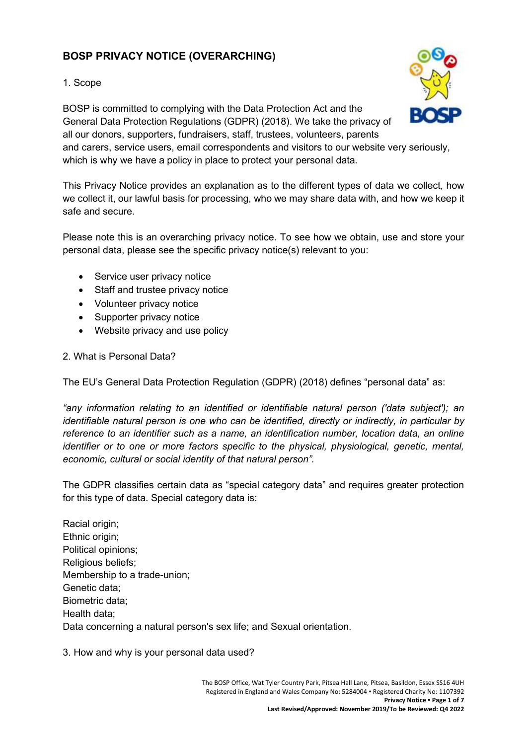# BOSP PRIVACY NOTICE (OVERARCHING)

1. Scope

BOSP is committed to complying with the Data Protection Act and the General Data Protection Regulations (GDPR) (2018). We take the privacy of all our donors, supporters, fundraisers, staff, trustees, volunteers, parents and carers, service users, email correspondents and visitors to our website very seriously, which is why we have a policy in place to protect your personal data.

This Privacy Notice provides an explanation as to the different types of data we collect, how we collect it, our lawful basis for processing, who we may share data with, and how we keep it safe and secure.

Please note this is an overarching privacy notice. To see how we obtain, use and store your personal data, please see the specific privacy notice(s) relevant to you:

- Service user privacy notice
- Staff and trustee privacy notice
- Volunteer privacy notice
- Supporter privacy notice
- Website privacy and use policy

2. What is Personal Data?

The EU's General Data Protection Regulation (GDPR) (2018) defines "personal data" as:

*"any information relating to an identified or identifiable natural person ('data subject'); an identifiable natural person is one who can be identified, directly or indirectly, in particular by reference to an identifier such as a name, an identification number, location data, an online identifier or to one or more factors specific to the physical, physiological, genetic, mental, economic, cultural or social identity of that natural person".*

The GDPR classifies certain data as "special category data" and requires greater protection for this type of data. Special category data is:

Racial origin;
Ethnic origin;
Political opinions;
Religious beliefs;
Membership to a trade-union;
Genetic data;
Biometric data;
Health data;
Data concerning a natural person's sex life; and Sexual orientation.

3. How and why is your personal data used?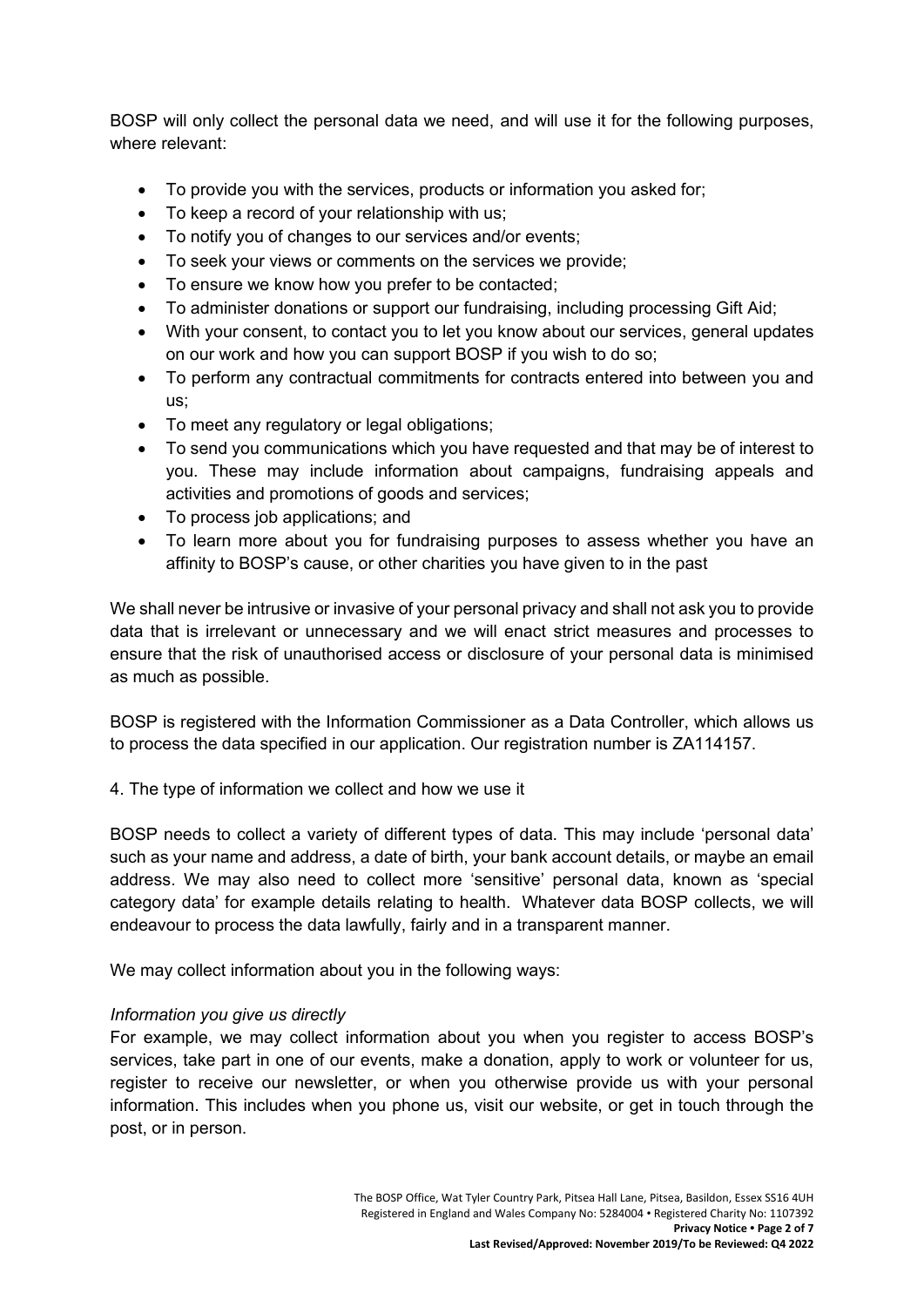BOSP will only collect the personal data we need, and will use it for the following purposes, where relevant:

- To provide you with the services, products or information you asked for;
- To keep a record of your relationship with us;
- To notify you of changes to our services and/or events;
- To seek your views or comments on the services we provide;
- To ensure we know how you prefer to be contacted;
- To administer donations or support our fundraising, including processing Gift Aid;
- With your consent, to contact you to let you know about our services, general updates on our work and how you can support BOSP if you wish to do so;
- To perform any contractual commitments for contracts entered into between you and us;
- To meet any regulatory or legal obligations;
- To send you communications which you have requested and that may be of interest to you. These may include information about campaigns, fundraising appeals and activities and promotions of goods and services;
- To process job applications; and
- To learn more about you for fundraising purposes to assess whether you have an affinity to BOSP's cause, or other charities you have given to in the past

We shall never be intrusive or invasive of your personal privacy and shall not ask you to provide data that is irrelevant or unnecessary and we will enact strict measures and processes to ensure that the risk of unauthorised access or disclosure of your personal data is minimised as much as possible.

BOSP is registered with the Information Commissioner as a Data Controller, which allows us to process the data specified in our application. Our registration number is ZA114157.

## 4. The type of information we collect and how we use it

BOSP needs to collect a variety of different types of data. This may include 'personal data' such as your name and address, a date of birth, your bank account details, or maybe an email address. We may also need to collect more 'sensitive' personal data, known as 'special category data' for example details relating to health. Whatever data BOSP collects, we will endeavour to process the data lawfully, fairly and in a transparent manner.

We may collect information about you in the following ways:

*Information you give us directly*

For example, we may collect information about you when you register to access BOSP's services, take part in one of our events, make a donation, apply to work or volunteer for us, register to receive our newsletter, or when you otherwise provide us with your personal information. This includes when you phone us, visit our website, or get in touch through the post, or in person.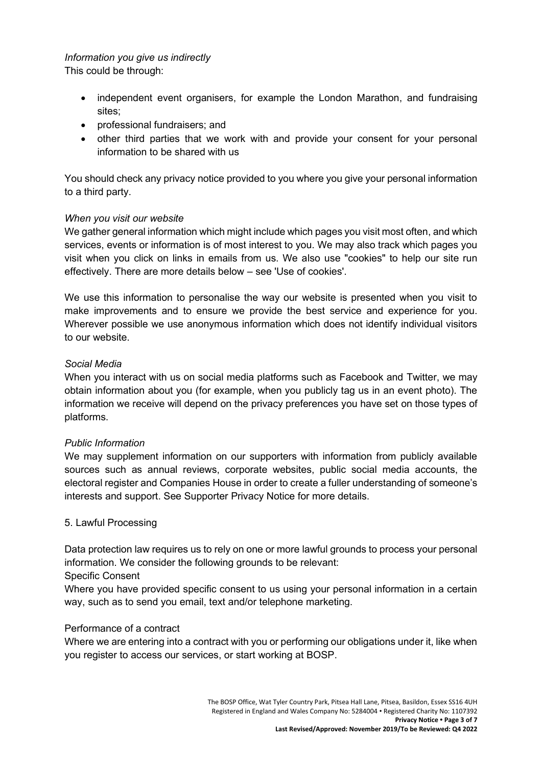*Information you give us indirectly*
This could be through:

- independent event organisers, for example the London Marathon, and fundraising sites;
- professional fundraisers; and
- other third parties that we work with and provide your consent for your personal information to be shared with us

You should check any privacy notice provided to you where you give your personal information to a third party.

*When you visit our website*
We gather general information which might include which pages you visit most often, and which services, events or information is of most interest to you. We may also track which pages you visit when you click on links in emails from us. We also use "cookies" to help our site run effectively. There are more details below – see 'Use of cookies'.

We use this information to personalise the way our website is presented when you visit to make improvements and to ensure we provide the best service and experience for you. Wherever possible we use anonymous information which does not identify individual visitors to our website.

*Social Media*
When you interact with us on social media platforms such as Facebook and Twitter, we may obtain information about you (for example, when you publicly tag us in an event photo). The information we receive will depend on the privacy preferences you have set on those types of platforms.

*Public Information*
We may supplement information on our supporters with information from publicly available sources such as annual reviews, corporate websites, public social media accounts, the electoral register and Companies House in order to create a fuller understanding of someone's interests and support. See Supporter Privacy Notice for more details.

5. Lawful Processing

Data protection law requires us to rely on one or more lawful grounds to process your personal information. We consider the following grounds to be relevant:

Specific Consent

Where you have provided specific consent to us using your personal information in a certain way, such as to send you email, text and/or telephone marketing.

Performance of a contract

Where we are entering into a contract with you or performing our obligations under it, like when you register to access our services, or start working at BOSP.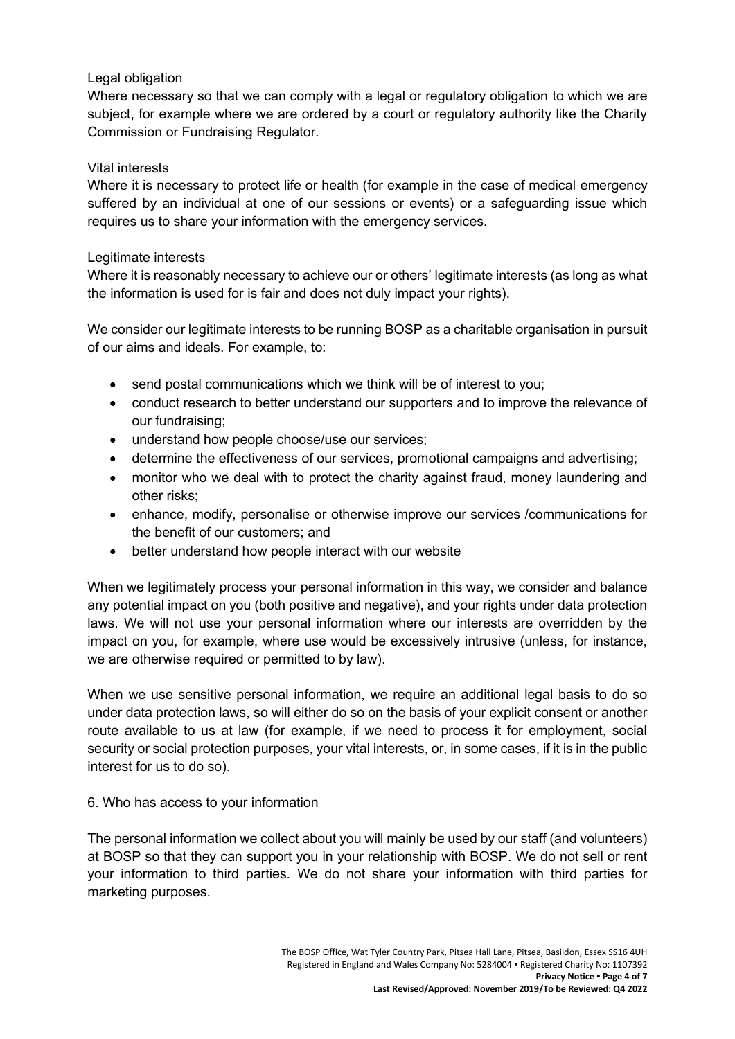Legal obligation

Where necessary so that we can comply with a legal or regulatory obligation to which we are subject, for example where we are ordered by a court or regulatory authority like the Charity Commission or Fundraising Regulator.

Vital interests

Where it is necessary to protect life or health (for example in the case of medical emergency suffered by an individual at one of our sessions or events) or a safeguarding issue which requires us to share your information with the emergency services.

Legitimate interests

Where it is reasonably necessary to achieve our or others' legitimate interests (as long as what the information is used for is fair and does not duly impact your rights).

We consider our legitimate interests to be running BOSP as a charitable organisation in pursuit of our aims and ideals. For example, to:

- send postal communications which we think will be of interest to you;
- conduct research to better understand our supporters and to improve the relevance of our fundraising;
- understand how people choose/use our services;
- determine the effectiveness of our services, promotional campaigns and advertising;
- monitor who we deal with to protect the charity against fraud, money laundering and other risks;
- enhance, modify, personalise or otherwise improve our services /communications for the benefit of our customers; and
- better understand how people interact with our website

When we legitimately process your personal information in this way, we consider and balance any potential impact on you (both positive and negative), and your rights under data protection laws. We will not use your personal information where our interests are overridden by the impact on you, for example, where use would be excessively intrusive (unless, for instance, we are otherwise required or permitted to by law).

When we use sensitive personal information, we require an additional legal basis to do so under data protection laws, so will either do so on the basis of your explicit consent or another route available to us at law (for example, if we need to process it for employment, social security or social protection purposes, your vital interests, or, in some cases, if it is in the public interest for us to do so).

## 6. Who has access to your information

The personal information we collect about you will mainly be used by our staff (and volunteers) at BOSP so that they can support you in your relationship with BOSP. We do not sell or rent your information to third parties. We do not share your information with third parties for marketing purposes.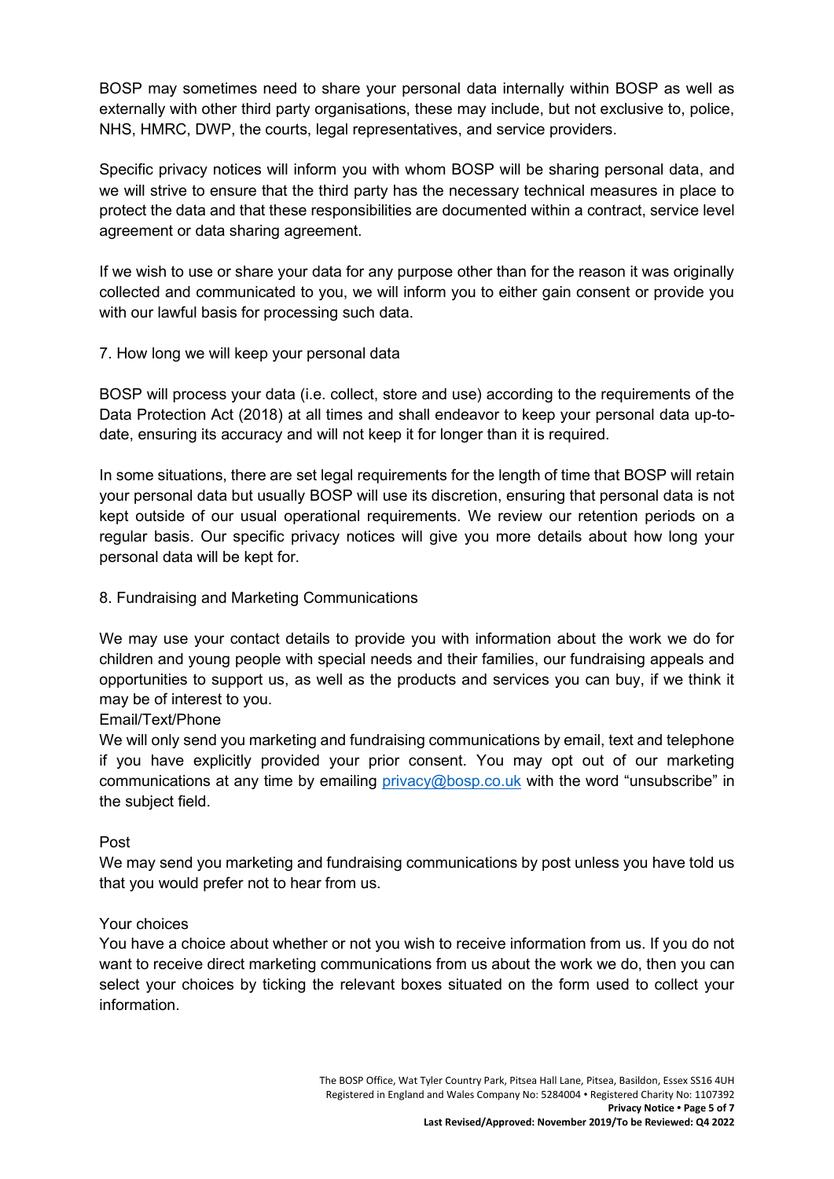BOSP may sometimes need to share your personal data internally within BOSP as well as externally with other third party organisations, these may include, but not exclusive to, police, NHS, HMRC, DWP, the courts, legal representatives, and service providers.

Specific privacy notices will inform you with whom BOSP will be sharing personal data, and we will strive to ensure that the third party has the necessary technical measures in place to protect the data and that these responsibilities are documented within a contract, service level agreement or data sharing agreement.

If we wish to use or share your data for any purpose other than for the reason it was originally collected and communicated to you, we will inform you to either gain consent or provide you with our lawful basis for processing such data.

## 7. How long we will keep your personal data

BOSP will process your data (i.e. collect, store and use) according to the requirements of the Data Protection Act (2018) at all times and shall endeavor to keep your personal data up-to-date, ensuring its accuracy and will not keep it for longer than it is required.

In some situations, there are set legal requirements for the length of time that BOSP will retain your personal data but usually BOSP will use its discretion, ensuring that personal data is not kept outside of our usual operational requirements. We review our retention periods on a regular basis. Our specific privacy notices will give you more details about how long your personal data will be kept for.

## 8. Fundraising and Marketing Communications

We may use your contact details to provide you with information about the work we do for children and young people with special needs and their families, our fundraising appeals and opportunities to support us, as well as the products and services you can buy, if we think it may be of interest to you.

### Email/Text/Phone

We will only send you marketing and fundraising communications by email, text and telephone if you have explicitly provided your prior consent. You may opt out of our marketing communications at any time by emailing privacy@bosp.co.uk with the word "unsubscribe" in the subject field.

### Post

We may send you marketing and fundraising communications by post unless you have told us that you would prefer not to hear from us.

### Your choices

You have a choice about whether or not you wish to receive information from us. If you do not want to receive direct marketing communications from us about the work we do, then you can select your choices by ticking the relevant boxes situated on the form used to collect your information.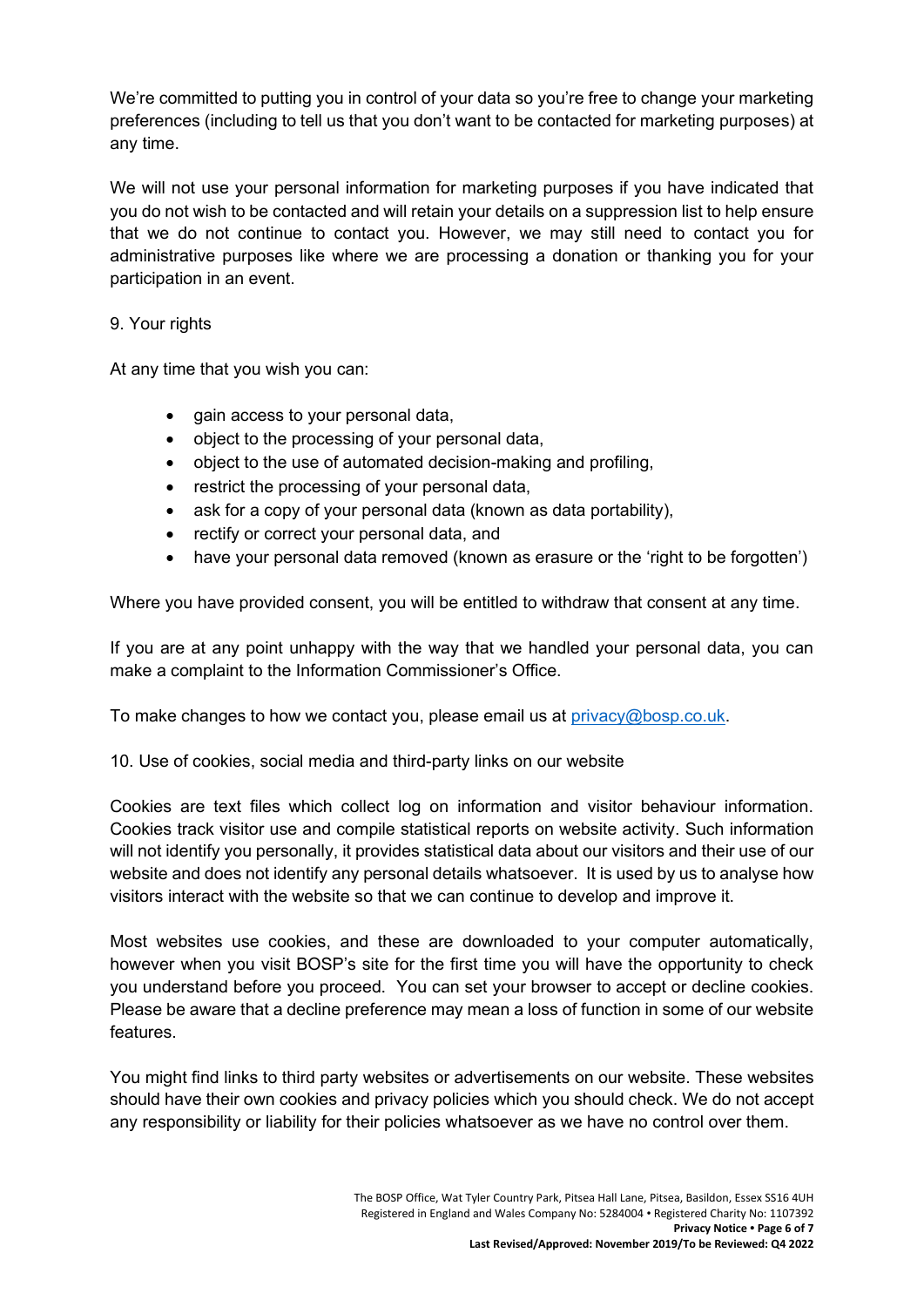We're committed to putting you in control of your data so you're free to change your marketing preferences (including to tell us that you don't want to be contacted for marketing purposes) at any time.

We will not use your personal information for marketing purposes if you have indicated that you do not wish to be contacted and will retain your details on a suppression list to help ensure that we do not continue to contact you. However, we may still need to contact you for administrative purposes like where we are processing a donation or thanking you for your participation in an event.

## 9. Your rights

At any time that you wish you can:

- gain access to your personal data,
- object to the processing of your personal data,
- object to the use of automated decision-making and profiling,
- restrict the processing of your personal data,
- ask for a copy of your personal data (known as data portability),
- rectify or correct your personal data, and
- have your personal data removed (known as erasure or the 'right to be forgotten')

Where you have provided consent, you will be entitled to withdraw that consent at any time.

If you are at any point unhappy with the way that we handled your personal data, you can make a complaint to the Information Commissioner's Office.

To make changes to how we contact you, please email us at privacy@bosp.co.uk.

## 10. Use of cookies, social media and third-party links on our website

Cookies are text files which collect log on information and visitor behaviour information. Cookies track visitor use and compile statistical reports on website activity. Such information will not identify you personally, it provides statistical data about our visitors and their use of our website and does not identify any personal details whatsoever. It is used by us to analyse how visitors interact with the website so that we can continue to develop and improve it.

Most websites use cookies, and these are downloaded to your computer automatically, however when you visit BOSP's site for the first time you will have the opportunity to check you understand before you proceed. You can set your browser to accept or decline cookies. Please be aware that a decline preference may mean a loss of function in some of our website features.

You might find links to third party websites or advertisements on our website. These websites should have their own cookies and privacy policies which you should check. We do not accept any responsibility or liability for their policies whatsoever as we have no control over them.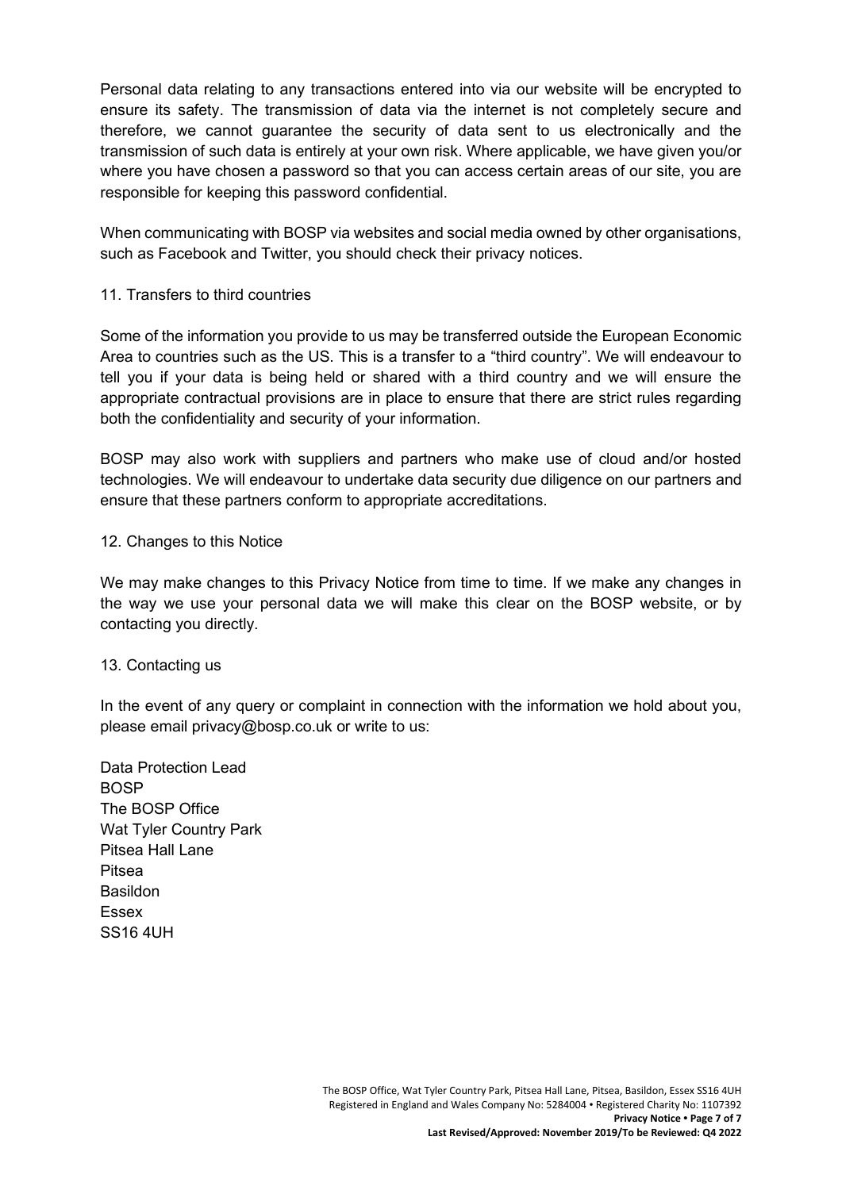Personal data relating to any transactions entered into via our website will be encrypted to ensure its safety. The transmission of data via the internet is not completely secure and therefore, we cannot guarantee the security of data sent to us electronically and the transmission of such data is entirely at your own risk. Where applicable, we have given you/or where you have chosen a password so that you can access certain areas of our site, you are responsible for keeping this password confidential.

When communicating with BOSP via websites and social media owned by other organisations, such as Facebook and Twitter, you should check their privacy notices.

## 11. Transfers to third countries

Some of the information you provide to us may be transferred outside the European Economic Area to countries such as the US. This is a transfer to a "third country". We will endeavour to tell you if your data is being held or shared with a third country and we will ensure the appropriate contractual provisions are in place to ensure that there are strict rules regarding both the confidentiality and security of your information.

BOSP may also work with suppliers and partners who make use of cloud and/or hosted technologies. We will endeavour to undertake data security due diligence on our partners and ensure that these partners conform to appropriate accreditations.

## 12. Changes to this Notice

We may make changes to this Privacy Notice from time to time. If we make any changes in the way we use your personal data we will make this clear on the BOSP website, or by contacting you directly.

## 13. Contacting us

In the event of any query or complaint in connection with the information we hold about you, please email privacy@bosp.co.uk or write to us:

Data Protection Lead
BOSP
The BOSP Office
Wat Tyler Country Park
Pitsea Hall Lane
Pitsea
Basildon
Essex
SS16 4UH

The BOSP Office, Wat Tyler Country Park, Pitsea Hall Lane, Pitsea, Basildon, Essex SS16 4UH
Registered in England and Wales Company No: 5284004 • Registered Charity No: 1107392
**Last Revised/Approved: November 2019/To be Reviewed: Q4 2022**